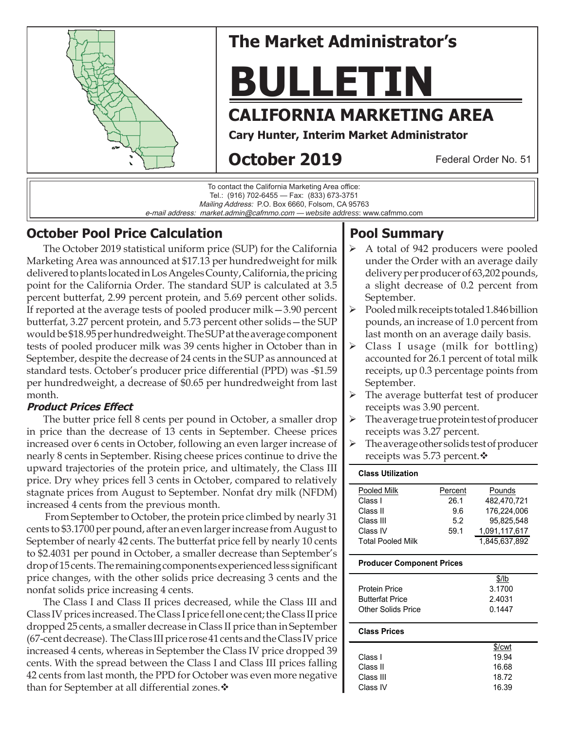# The Market Administrator's

# BULLETIN

## CALIFORNIA MARKETING AREA

**Cary Hunter, Interim Market Administrator**

**October 2019** Federal Order No. 51

To contact the California Marketing Area office:
Tel.: (916) 702-6455 — Fax: (833) 673-3751
*Mailing Address:* P.O. Box 6660, Folsom, CA 95763
*e-mail address: market.admin@cafmmo.com — website address*: www.cafmmo.com

## October Pool Price Calculation

The October 2019 statistical uniform price (SUP) for the California Marketing Area was announced at $17.13 per hundredweight for milk delivered to plants located in Los Angeles County, California, the pricing point for the California Order. The standard SUP is calculated at 3.5 percent butterfat, 2.99 percent protein, and 5.69 percent other solids. If reported at the average tests of pooled producer milk—3.90 percent butterfat, 3.27 percent protein, and 5.73 percent other solids—the SUP would be $18.95 per hundredweight. The SUP at the average component tests of pooled producer milk was 39 cents higher in October than in September, despite the decrease of 24 cents in the SUP as announced at standard tests. October's producer price differential (PPD) was -$1.59 per hundredweight, a decrease of $0.65 per hundredweight from last month.

### *Product Prices Effect*

The butter price fell 8 cents per pound in October, a smaller drop in price than the decrease of 13 cents in September. Cheese prices increased over 6 cents in October, following an even larger increase of nearly 8 cents in September. Rising cheese prices continue to drive the upward trajectories of the protein price, and ultimately, the Class III price. Dry whey prices fell 3 cents in October, compared to relatively stagnate prices from August to September. Nonfat dry milk (NFDM) increased 4 cents from the previous month.

From September to October, the protein price climbed by nearly 31 cents to $3.1700 per pound, after an even larger increase from August to September of nearly 42 cents. The butterfat price fell by nearly 10 cents to $2.4031 per pound in October, a smaller decrease than September's drop of 15 cents. The remaining components experienced less significant price changes, with the other solids price decreasing 3 cents and the nonfat solids price increasing 4 cents.

The Class I and Class II prices decreased, while the Class III and Class IV prices increased. The Class I price fell one cent; the Class II price dropped 25 cents, a smaller decrease in Class II price than in September (67-cent decrease). The Class III price rose 41 cents and the Class IV price increased 4 cents, whereas in September the Class IV price dropped 39 cents. With the spread between the Class I and Class III prices falling 42 cents from last month, the PPD for October was even more negative than for September at all differential zones.❖

## Pool Summary

- A total of 942 producers were pooled under the Order with an average daily delivery per producer of 63,202 pounds, a slight decrease of 0.2 percent from September.
- Pooled milk receipts totaled 1.846 billion pounds, an increase of 1.0 percent from last month on an average daily basis.
- Class I usage (milk for bottling) accounted for 26.1 percent of total milk receipts, up 0.3 percentage points from September.
- The average butterfat test of producer receipts was 3.90 percent.
- The average true protein test of producer receipts was 3.27 percent.
- The average other solids test of producer receipts was 5.73 percent.❖

**Class Utilization**

| Pooled Milk | Percent | Pounds |
|---|---|---|
| Class I | 26.1 | 482,470,721 |
| Class II | 9.6 | 176,224,006 |
| Class III | 5.2 | 95,825,548 |
| Class IV | 59.1 | 1,091,117,617 |
| Total Pooled Milk | | 1,845,637,892 |

**Producer Component Prices**

| | $/lb |
|---|---|
| Protein Price | 3.1700 |
| Butterfat Price | 2.4031 |
| Other Solids Price | 0.1447 |

**Class Prices**

| | $/cwt |
|---|---|
| Class I | 19.94 |
| Class II | 16.68 |
| Class III | 18.72 |
| Class IV | 16.39 |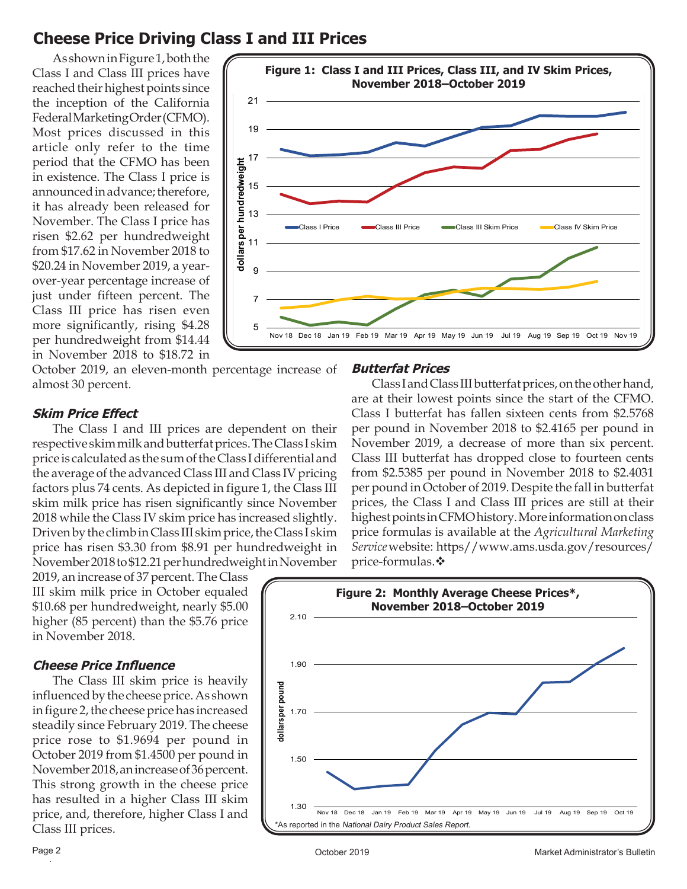## Cheese Price Driving Class I and III Prices

As shown in Figure 1, both the Class I and Class III prices have reached their highest points since the inception of the California Federal Marketing Order (CFMO). Most prices discussed in this article only refer to the time period that the CFMO has been in existence. The Class I price is announced in advance; therefore, it has already been released for November. The Class I price has risen $2.62 per hundredweight from $17.62 in November 2018 to $20.24 in November 2019, a year-over-year percentage increase of just under fifteen percent. The Class III price has risen even more significantly, rising $4.28 per hundredweight from $14.44 in November 2018 to $18.72 in October 2019, an eleven-month percentage increase of almost 30 percent.

**Figure 1: Class I and III Prices, Class III, and IV Skim Prices, November 2018–October 2019**

### *Skim Price Effect*

The Class I and III prices are dependent on their respective skim milk and butterfat prices. The Class I skim price is calculated as the sum of the Class I differential and the average of the advanced Class III and Class IV pricing factors plus 74 cents. As depicted in figure 1, the Class III skim milk price has risen significantly since November 2018 while the Class IV skim price has increased slightly. Driven by the climb in Class III skim price, the Class I skim price has risen $3.30 from $8.91 per hundredweight in November 2018 to $12.21 per hundredweight in November 2019, an increase of 37 percent. The Class III skim milk price in October equaled $10.68 per hundredweight, nearly $5.00 higher (85 percent) than the $5.76 price in November 2018.

### *Cheese Price Influence*

The Class III skim price is heavily influenced by the cheese price. As shown in figure 2, the cheese price has increased steadily since February 2019. The cheese price rose to $1.9694 per pound in October 2019 from $1.4500 per pound in November 2018, an increase of 36 percent. This strong growth in the cheese price has resulted in a higher Class III skim price, and, therefore, higher Class I and Class III prices.

### *Butterfat Prices*

Class I and Class III butterfat prices, on the other hand, are at their lowest points since the start of the CFMO. Class I butterfat has fallen sixteen cents from $2.5768 per pound in November 2018 to $2.4165 per pound in November 2019, a decrease of more than six percent. Class III butterfat has dropped close to fourteen cents from $2.5385 per pound in November 2018 to $2.4031 per pound in October of 2019. Despite the fall in butterfat prices, the Class I and Class III prices are still at their highest points in CFMO history. More information on class price formulas is available at the *Agricultural Marketing Service* website: https//www.ams.usda.gov/resources/price-formulas.❖

**Figure 2: Monthly Average Cheese Prices\*, November 2018–October 2019**

\*As reported in the *National Dairy Product Sales Report.*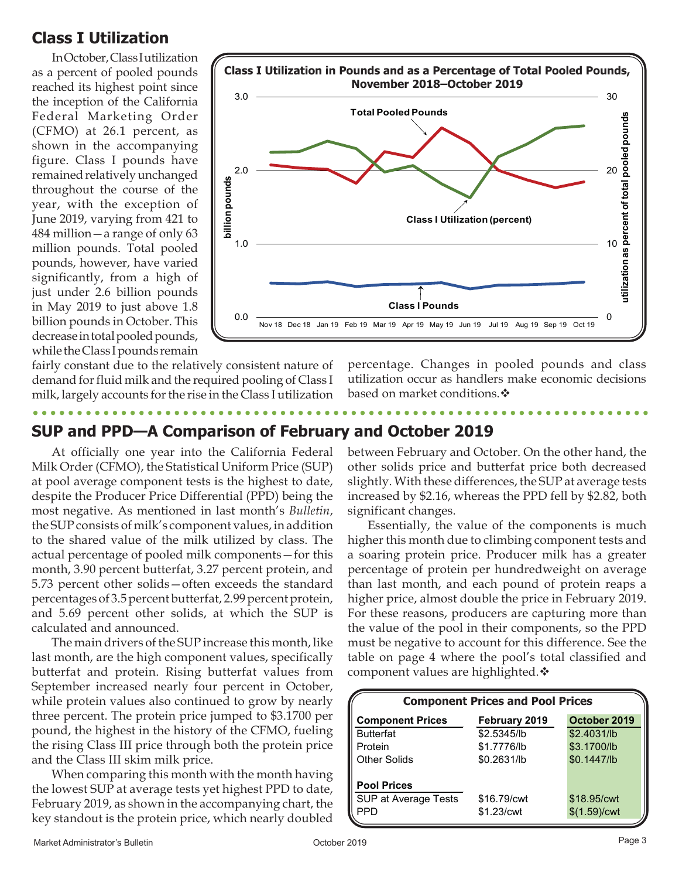## Class I Utilization

In October, Class I utilization as a percent of pooled pounds reached its highest point since the inception of the California Federal Marketing Order (CFMO) at 26.1 percent, as shown in the accompanying figure. Class I pounds have remained relatively unchanged throughout the course of the year, with the exception of June 2019, varying from 421 to 484 million—a range of only 63 million pounds. Total pooled pounds, however, have varied significantly, from a high of just under 2.6 billion pounds in May 2019 to just above 1.8 billion pounds in October. This decrease in total pooled pounds, while the Class I pounds remain fairly constant due to the relatively consistent nature of demand for fluid milk and the required pooling of Class I milk, largely accounts for the rise in the Class I utilization percentage. Changes in pooled pounds and class utilization occur as handlers make economic decisions based on market conditions.❖

**Class I Utilization in Pounds and as a Percentage of Total Pooled Pounds, November 2018–October 2019**

## SUP and PPD—A Comparison of February and October 2019

At officially one year into the California Federal Milk Order (CFMO), the Statistical Uniform Price (SUP) at pool average component tests is the highest to date, despite the Producer Price Differential (PPD) being the most negative. As mentioned in last month's *Bulletin*, the SUP consists of milk's component values, in addition to the shared value of the milk utilized by class. The actual percentage of pooled milk components—for this month, 3.90 percent butterfat, 3.27 percent protein, and 5.73 percent other solids—often exceeds the standard percentages of 3.5 percent butterfat, 2.99 percent protein, and 5.69 percent other solids, at which the SUP is calculated and announced.

The main drivers of the SUP increase this month, like last month, are the high component values, specifically butterfat and protein. Rising butterfat values from September increased nearly four percent in October, while protein values also continued to grow by nearly three percent. The protein price jumped to $3.1700 per pound, the highest in the history of the CFMO, fueling the rising Class III price through both the protein price and the Class III skim milk price.

When comparing this month with the month having the lowest SUP at average tests yet highest PPD to date, February 2019, as shown in the accompanying chart, the key standout is the protein price, which nearly doubled between February and October. On the other hand, the other solids price and butterfat price both decreased slightly. With these differences, the SUP at average tests increased by $2.16, whereas the PPD fell by $2.82, both significant changes.

Essentially, the value of the components is much higher this month due to climbing component tests and a soaring protein price. Producer milk has a greater percentage of protein per hundredweight on average than last month, and each pound of protein reaps a higher price, almost double the price in February 2019. For these reasons, producers are capturing more than the value of the pool in their components, so the PPD must be negative to account for this difference. See the table on page 4 where the pool's total classified and component values are highlighted.❖

**Component Prices and Pool Prices**

| Component Prices | February 2019 | October 2019 |
|---|---|---|
| Butterfat | $2.5345/lb | $2.4031/lb |
| Protein | $1.7776/lb | $3.1700/lb |
| Other Solids | $0.2631/lb | $0.1447/lb |
| **Pool Prices** | | |
| SUP at Average Tests | $16.79/cwt | $18.95/cwt |
| PPD | $1.23/cwt | $(1.59)/cwt |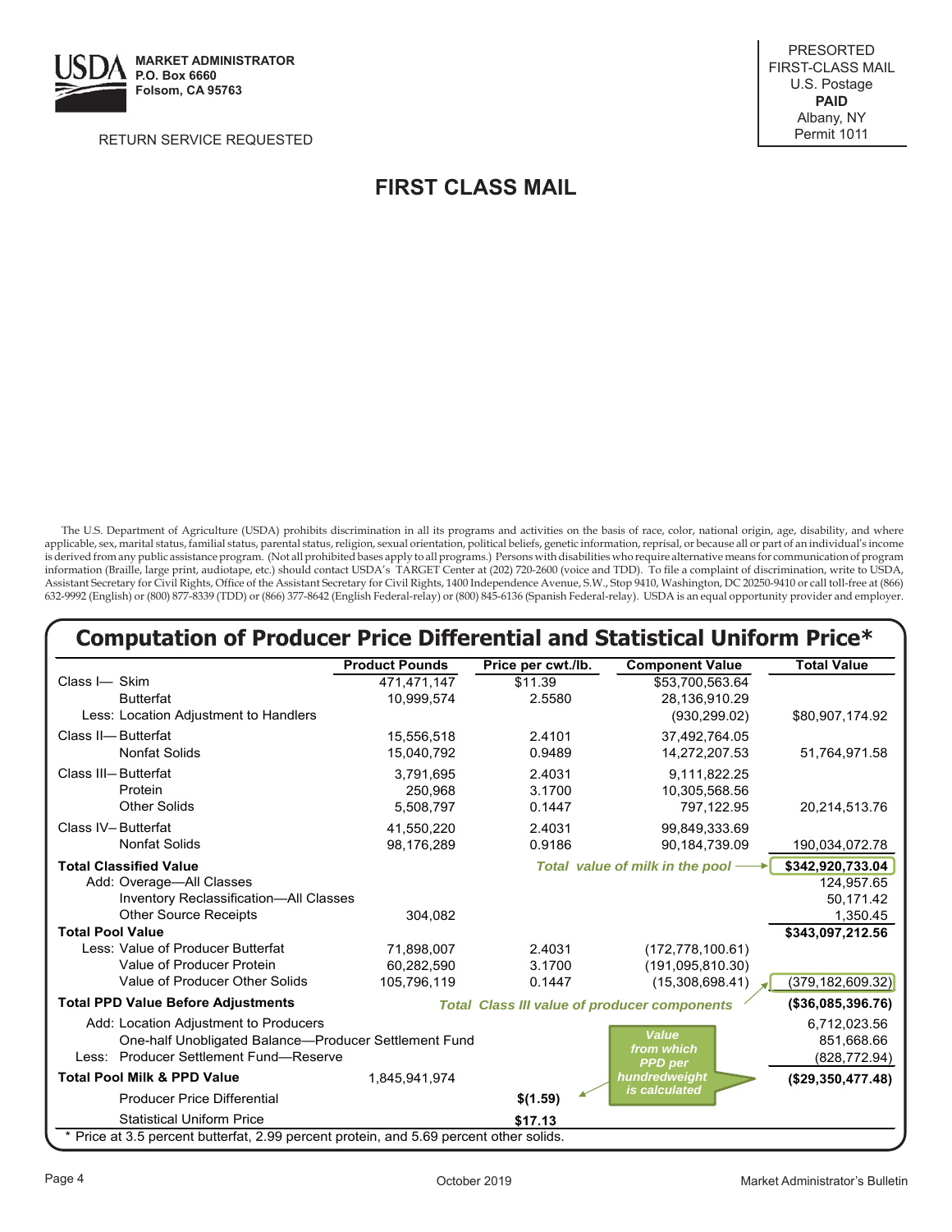MARKET ADMINISTRATOR
P.O. Box 6660
Folsom, CA 95763

RETURN SERVICE REQUESTED

PRESORTED
FIRST-CLASS MAIL
U.S. Postage
**PAID**
Albany, NY
Permit 1011

## FIRST CLASS MAIL

The U.S. Department of Agriculture (USDA) prohibits discrimination in all its programs and activities on the basis of race, color, national origin, age, disability, and where applicable, sex, marital status, familial status, parental status, religion, sexual orientation, political beliefs, genetic information, reprisal, or because all or part of an individual's income is derived from any public assistance program. (Not all prohibited bases apply to all programs.) Persons with disabilities who require alternative means for communication of program information (Braille, large print, audiotape, etc.) should contact USDA's TARGET Center at (202) 720-2600 (voice and TDD). To file a complaint of discrimination, write to USDA, Assistant Secretary for Civil Rights, Office of the Assistant Secretary for Civil Rights, 1400 Independence Avenue, S.W., Stop 9410, Washington, DC 20250-9410 or call toll-free at (866) 632-9992 (English) or (800) 877-8339 (TDD) or (866) 377-8642 (English Federal-relay) or (800) 845-6136 (Spanish Federal-relay). USDA is an equal opportunity provider and employer.

## Computation of Producer Price Differential and Statistical Uniform Price*

| | Product Pounds | Price per cwt./lb. | Component Value | Total Value |
|---|---|---|---|---|
| Class I— Skim | 471,471,147 | $11.39 | $53,700,563.64 | |
| Butterfat | 10,999,574 | 2.5580 | 28,136,910.29 | |
| Less: Location Adjustment to Handlers | | | (930,299.02) | $80,907,174.92 |
| Class II— Butterfat | 15,556,518 | 2.4101 | 37,492,764.05 | |
| Nonfat Solids | 15,040,792 | 0.9489 | 14,272,207.53 | 51,764,971.58 |
| Class III— Butterfat | 3,791,695 | 2.4031 | 9,111,822.25 | |
| Protein | 250,968 | 3.1700 | 10,305,568.56 | |
| Other Solids | 5,508,797 | 0.1447 | 797,122.95 | 20,214,513.76 |
| Class IV— Butterfat | 41,550,220 | 2.4031 | 99,849,333.69 | |
| Nonfat Solids | 98,176,289 | 0.9186 | 90,184,739.09 | 190,034,072.78 |
| **Total Classified Value** | | | *Total value of milk in the pool* → | **$342,920,733.04** |
| Add: Overage—All Classes | | | | 124,957.65 |
| Inventory Reclassification—All Classes | | | | 50,171.42 |
| Other Source Receipts | 304,082 | | | 1,350.45 |
| **Total Pool Value** | | | | **$343,097,212.56** |
| Less: Value of Producer Butterfat | 71,898,007 | 2.4031 | (172,778,100.61) | |
| Value of Producer Protein | 60,282,590 | 3.1700 | (191,095,810.30) | |
| Value of Producer Other Solids | 105,796,119 | 0.1447 | (15,308,698.41) | (379,182,609.32) |
| **Total PPD Value Before Adjustments** | | *Total Class III value of producer components* | | **($36,085,396.76)** |
| Add: Location Adjustment to Producers | | | | 6,712,023.56 |
| One-half Unobligated Balance—Producer Settlement Fund | | | | 851,668.66 |
| Less: Producer Settlement Fund—Reserve | | | | (828,772.94) |
| **Total Pool Milk & PPD Value** | 1,845,941,974 | | *Value from which PPD per hundredweight is calculated* | **($29,350,477.48)** |
| Producer Price Differential | | **$(1.59)** | | |
| Statistical Uniform Price | | **$17.13** | | |

\* Price at 3.5 percent butterfat, 2.99 percent protein, and 5.69 percent other solids.